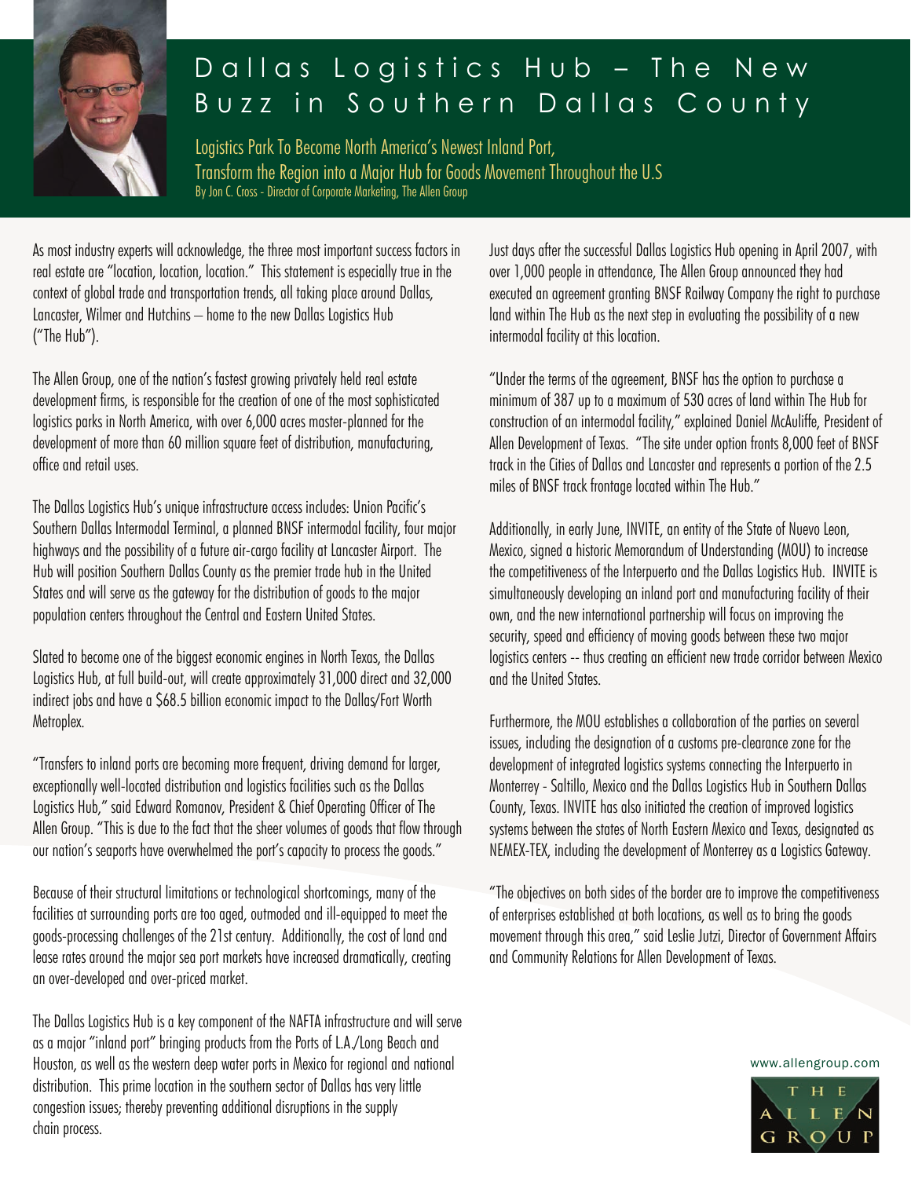# Dallas Logistics Hub – The New Buzz in Southern Dallas County

## Logistics Park To Become North America's Newest Inland Port, Transform the Region into a Major Hub for Goods Movement Throughout the U.S

By Jon C. Cross - Director of Corporate Marketing, The Allen Group

As most industry experts will acknowledge, the three most important success factors in real estate are "location, location, location." This statement is especially true in the context of global trade and transportation trends, all taking place around Dallas, Lancaster, Wilmer and Hutchins – home to the new Dallas Logistics Hub ("The Hub").

The Allen Group, one of the nation's fastest growing privately held real estate development firms, is responsible for the creation of one of the most sophisticated logistics parks in North America, with over 6,000 acres master-planned for the development of more than 60 million square feet of distribution, manufacturing, office and retail uses.

The Dallas Logistics Hub's unique infrastructure access includes: Union Pacific's Southern Dallas Intermodal Terminal, a planned BNSF intermodal facility, four major highways and the possibility of a future air-cargo facility at Lancaster Airport. The Hub will position Southern Dallas County as the premier trade hub in the United States and will serve as the gateway for the distribution of goods to the major population centers throughout the Central and Eastern United States.

Slated to become one of the biggest economic engines in North Texas, the Dallas Logistics Hub, at full build-out, will create approximately 31,000 direct and 32,000 indirect jobs and have a $68.5 billion economic impact to the Dallas/Fort Worth Metroplex.

"Transfers to inland ports are becoming more frequent, driving demand for larger, exceptionally well-located distribution and logistics facilities such as the Dallas Logistics Hub," said Edward Romanov, President & Chief Operating Officer of The Allen Group. "This is due to the fact that the sheer volumes of goods that flow through our nation's seaports have overwhelmed the port's capacity to process the goods."

Because of their structural limitations or technological shortcomings, many of the facilities at surrounding ports are too aged, outmoded and ill-equipped to meet the goods-processing challenges of the 21st century. Additionally, the cost of land and lease rates around the major sea port markets have increased dramatically, creating an over-developed and over-priced market.

The Dallas Logistics Hub is a key component of the NAFTA infrastructure and will serve as a major "inland port" bringing products from the Ports of L.A./Long Beach and Houston, as well as the western deep water ports in Mexico for regional and national distribution. This prime location in the southern sector of Dallas has very little congestion issues; thereby preventing additional disruptions in the supply chain process.

Just days after the successful Dallas Logistics Hub opening in April 2007, with over 1,000 people in attendance, The Allen Group announced they had executed an agreement granting BNSF Railway Company the right to purchase land within The Hub as the next step in evaluating the possibility of a new intermodal facility at this location.

"Under the terms of the agreement, BNSF has the option to purchase a minimum of 387 up to a maximum of 530 acres of land within The Hub for construction of an intermodal facility," explained Daniel McAuliffe, President of Allen Development of Texas. "The site under option fronts 8,000 feet of BNSF track in the Cities of Dallas and Lancaster and represents a portion of the 2.5 miles of BNSF track frontage located within The Hub."

Additionally, in early June, INVITE, an entity of the State of Nuevo Leon, Mexico, signed a historic Memorandum of Understanding (MOU) to increase the competitiveness of the Interpuerto and the Dallas Logistics Hub. INVITE is simultaneously developing an inland port and manufacturing facility of their own, and the new international partnership will focus on improving the security, speed and efficiency of moving goods between these two major logistics centers -- thus creating an efficient new trade corridor between Mexico and the United States.

Furthermore, the MOU establishes a collaboration of the parties on several issues, including the designation of a customs pre-clearance zone for the development of integrated logistics systems connecting the Interpuerto in Monterrey - Saltillo, Mexico and the Dallas Logistics Hub in Southern Dallas County, Texas. INVITE has also initiated the creation of improved logistics systems between the states of North Eastern Mexico and Texas, designated as NEMEX-TEX, including the development of Monterrey as a Logistics Gateway.

"The objectives on both sides of the border are to improve the competitiveness of enterprises established at both locations, as well as to bring the goods movement through this area," said Leslie Jutzi, Director of Government Affairs and Community Relations for Allen Development of Texas.

www.allengroup.com

THE ALLEN GROUP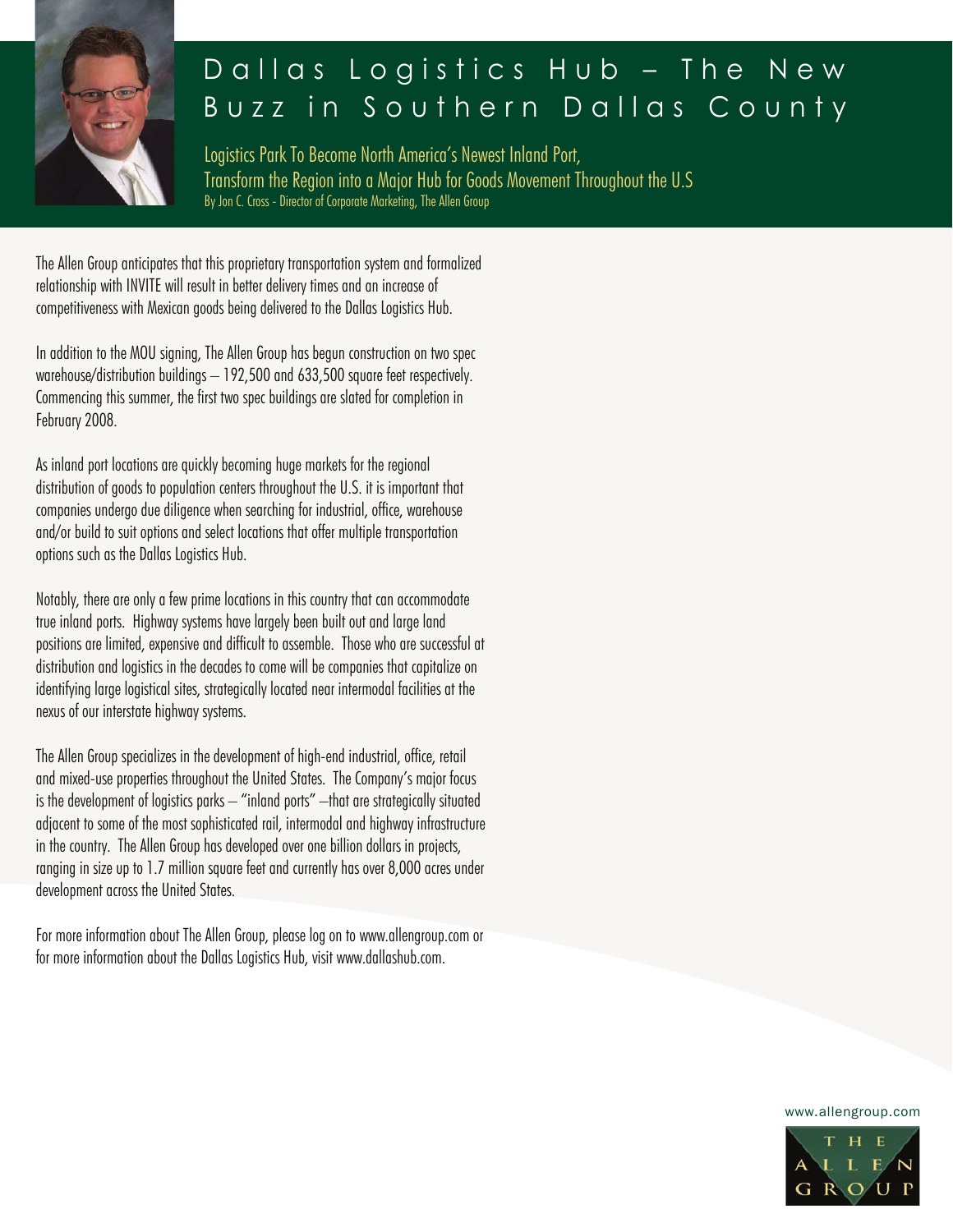# Dallas Logistics Hub – The New Buzz in Southern Dallas County

Logistics Park To Become North America's Newest Inland Port, Transform the Region into a Major Hub for Goods Movement Throughout the U.S

By Jon C. Cross - Director of Corporate Marketing, The Allen Group

The Allen Group anticipates that this proprietary transportation system and formalized relationship with INVITE will result in better delivery times and an increase of competitiveness with Mexican goods being delivered to the Dallas Logistics Hub.

In addition to the MOU signing, The Allen Group has begun construction on two spec warehouse/distribution buildings – 192,500 and 633,500 square feet respectively. Commencing this summer, the first two spec buildings are slated for completion in February 2008.

As inland port locations are quickly becoming huge markets for the regional distribution of goods to population centers throughout the U.S. it is important that companies undergo due diligence when searching for industrial, office, warehouse and/or build to suit options and select locations that offer multiple transportation options such as the Dallas Logistics Hub.

Notably, there are only a few prime locations in this country that can accommodate true inland ports. Highway systems have largely been built out and large land positions are limited, expensive and difficult to assemble. Those who are successful at distribution and logistics in the decades to come will be companies that capitalize on identifying large logistical sites, strategically located near intermodal facilities at the nexus of our interstate highway systems.

The Allen Group specializes in the development of high-end industrial, office, retail and mixed-use properties throughout the United States. The Company's major focus is the development of logistics parks – "inland ports" –that are strategically situated adjacent to some of the most sophisticated rail, intermodal and highway infrastructure in the country. The Allen Group has developed over one billion dollars in projects, ranging in size up to 1.7 million square feet and currently has over 8,000 acres under development across the United States.

For more information about The Allen Group, please log on to www.allengroup.com or for more information about the Dallas Logistics Hub, visit www.dallashub.com.

www.allengroup.com

THE ALLEN GROUP